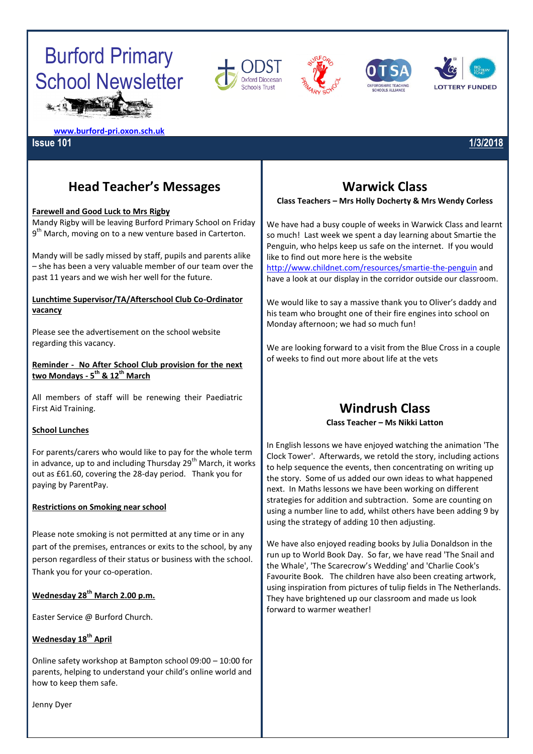# Burford Primary School Newsletter

www.burford-pri.oxon.sch.uk

**Issue 101** **1/3/2018**

## Head Teacher's Messages

**Farewell and Good Luck to Mrs Rigby**

Mandy Rigby will be leaving Burford Primary School on Friday 9th March, moving on to a new venture based in Carterton.

Mandy will be sadly missed by staff, pupils and parents alike – she has been a very valuable member of our team over the past 11 years and we wish her well for the future.

**Lunchtime Supervisor/TA/Afterschool Club Co-Ordinator vacancy**

Please see the advertisement on the school website regarding this vacancy.

**Reminder - No After School Club provision for the next two Mondays - 5th & 12th March**

All members of staff will be renewing their Paediatric First Aid Training.

**School Lunches**

For parents/carers who would like to pay for the whole term in advance, up to and including Thursday 29th March, it works out as £61.60, covering the 28-day period. Thank you for paying by ParentPay.

**Restrictions on Smoking near school**

Please note smoking is not permitted at any time or in any part of the premises, entrances or exits to the school, by any person regardless of their status or business with the school. Thank you for your co-operation.

**Wednesday 28th March 2.00 p.m.**

Easter Service @ Burford Church.

**Wednesday 18th April**

Online safety workshop at Bampton school 09:00 – 10:00 for parents, helping to understand your child's online world and how to keep them safe.

Jenny Dyer

## Warwick Class

**Class Teachers – Mrs Holly Docherty & Mrs Wendy Corless**

We have had a busy couple of weeks in Warwick Class and learnt so much! Last week we spent a day learning about Smartie the Penguin, who helps keep us safe on the internet. If you would like to find out more here is the website http://www.childnet.com/resources/smartie-the-penguin and have a look at our display in the corridor outside our classroom.

We would like to say a massive thank you to Oliver's daddy and his team who brought one of their fire engines into school on Monday afternoon; we had so much fun!

We are looking forward to a visit from the Blue Cross in a couple of weeks to find out more about life at the vets

## Windrush Class

**Class Teacher – Ms Nikki Latton**

In English lessons we have enjoyed watching the animation 'The Clock Tower'. Afterwards, we retold the story, including actions to help sequence the events, then concentrating on writing up the story. Some of us added our own ideas to what happened next. In Maths lessons we have been working on different strategies for addition and subtraction. Some are counting on using a number line to add, whilst others have been adding 9 by using the strategy of adding 10 then adjusting.

We have also enjoyed reading books by Julia Donaldson in the run up to World Book Day. So far, we have read 'The Snail and the Whale', 'The Scarecrow's Wedding' and 'Charlie Cook's Favourite Book. The children have also been creating artwork, using inspiration from pictures of tulip fields in The Netherlands. They have brightened up our classroom and made us look forward to warmer weather!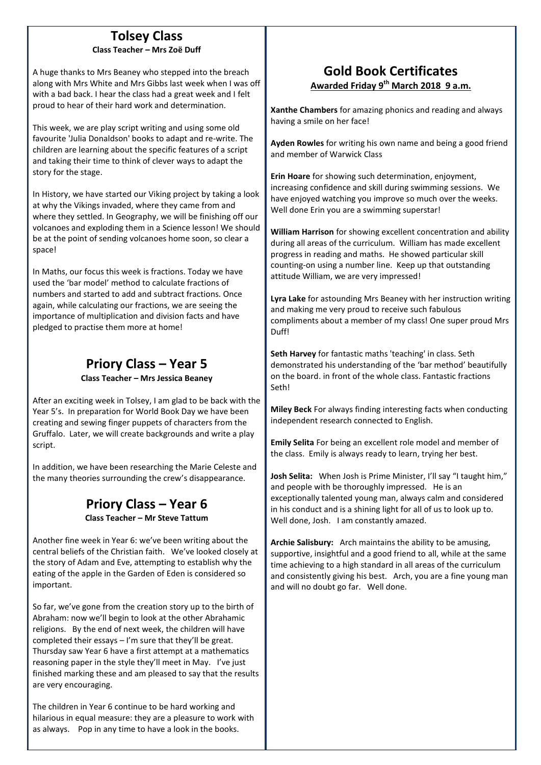## Tolsey Class

**Class Teacher – Mrs Zoë Duff**

A huge thanks to Mrs Beaney who stepped into the breach along with Mrs White and Mrs Gibbs last week when I was off with a bad back. I hear the class had a great week and I felt proud to hear of their hard work and determination.

This week, we are play script writing and using some old favourite 'Julia Donaldson' books to adapt and re-write. The children are learning about the specific features of a script and taking their time to think of clever ways to adapt the story for the stage.

In History, we have started our Viking project by taking a look at why the Vikings invaded, where they came from and where they settled. In Geography, we will be finishing off our volcanoes and exploding them in a Science lesson! We should be at the point of sending volcanoes home soon, so clear a space!

In Maths, our focus this week is fractions. Today we have used the 'bar model' method to calculate fractions of numbers and started to add and subtract fractions. Once again, while calculating our fractions, we are seeing the importance of multiplication and division facts and have pledged to practise them more at home!

## Priory Class – Year 5

**Class Teacher – Mrs Jessica Beaney**

After an exciting week in Tolsey, I am glad to be back with the Year 5's. In preparation for World Book Day we have been creating and sewing finger puppets of characters from the Gruffalo. Later, we will create backgrounds and write a play script.

In addition, we have been researching the Marie Celeste and the many theories surrounding the crew's disappearance.

## Priory Class – Year 6

**Class Teacher – Mr Steve Tattum**

Another fine week in Year 6: we've been writing about the central beliefs of the Christian faith. We've looked closely at the story of Adam and Eve, attempting to establish why the eating of the apple in the Garden of Eden is considered so important.

So far, we've gone from the creation story up to the birth of Abraham: now we'll begin to look at the other Abrahamic religions. By the end of next week, the children will have completed their essays – I'm sure that they'll be great. Thursday saw Year 6 have a first attempt at a mathematics reasoning paper in the style they'll meet in May. I've just finished marking these and am pleased to say that the results are very encouraging.

The children in Year 6 continue to be hard working and hilarious in equal measure: they are a pleasure to work with as always. Pop in any time to have a look in the books.

## Gold Book Certificates

**Awarded Friday 9th March 2018 9 a.m.**

**Xanthe Chambers** for amazing phonics and reading and always having a smile on her face!

**Ayden Rowles** for writing his own name and being a good friend and member of Warwick Class

**Erin Hoare** for showing such determination, enjoyment, increasing confidence and skill during swimming sessions. We have enjoyed watching you improve so much over the weeks. Well done Erin you are a swimming superstar!

**William Harrison** for showing excellent concentration and ability during all areas of the curriculum. William has made excellent progress in reading and maths. He showed particular skill counting-on using a number line. Keep up that outstanding attitude William, we are very impressed!

**Lyra Lake** for astounding Mrs Beaney with her instruction writing and making me very proud to receive such fabulous compliments about a member of my class! One super proud Mrs Duff!

**Seth Harvey** for fantastic maths 'teaching' in class. Seth demonstrated his understanding of the 'bar method' beautifully on the board. in front of the whole class. Fantastic fractions Seth!

**Miley Beck** For always finding interesting facts when conducting independent research connected to English.

**Emily Selita** For being an excellent role model and member of the class. Emily is always ready to learn, trying her best.

**Josh Selita:** When Josh is Prime Minister, I'll say "I taught him," and people with be thoroughly impressed. He is an exceptionally talented young man, always calm and considered in his conduct and is a shining light for all of us to look up to. Well done, Josh. I am constantly amazed.

**Archie Salisbury:** Arch maintains the ability to be amusing, supportive, insightful and a good friend to all, while at the same time achieving to a high standard in all areas of the curriculum and consistently giving his best. Arch, you are a fine young man and will no doubt go far. Well done.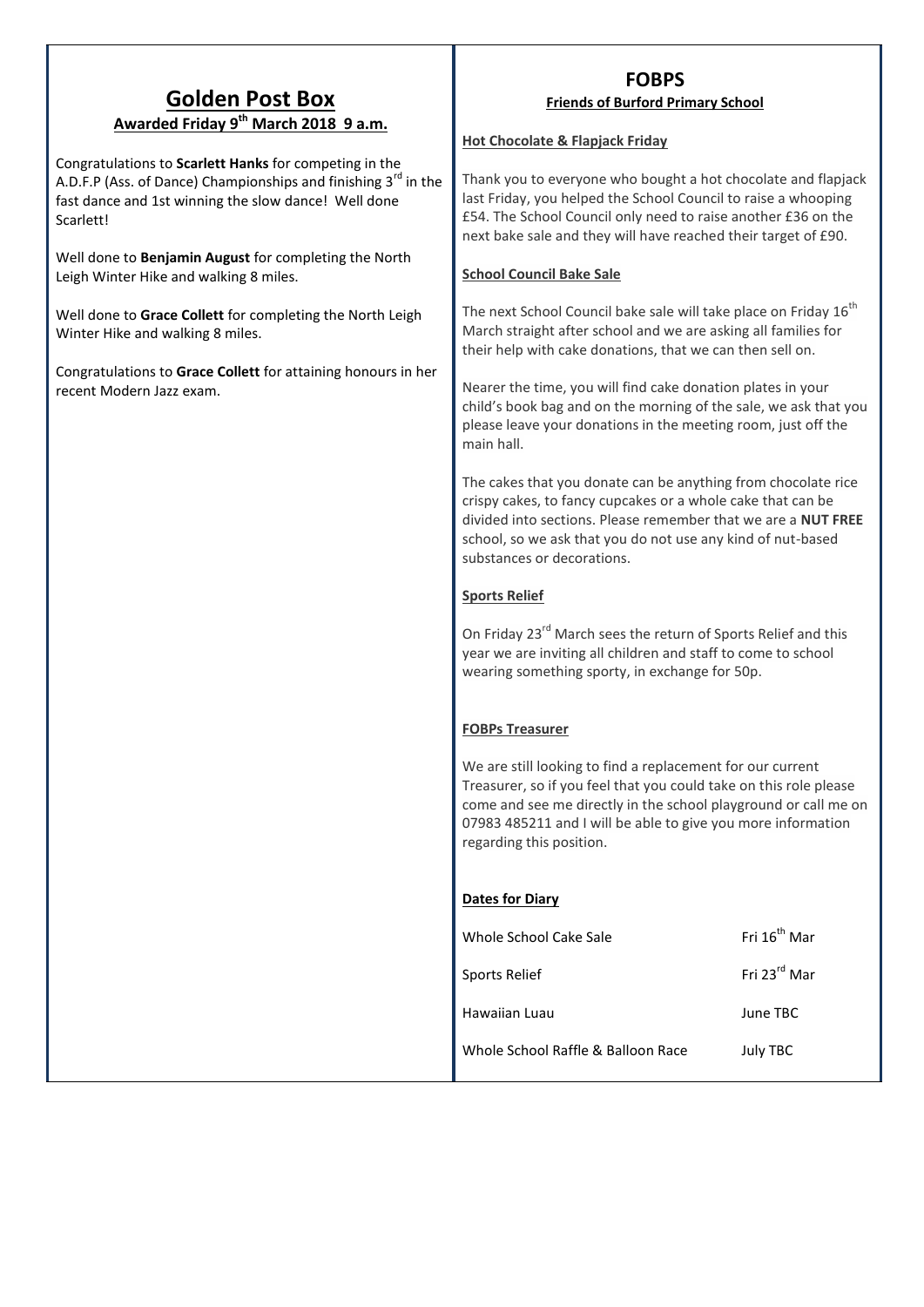## Golden Post Box

**Awarded Friday 9th March 2018 9 a.m.**

Congratulations to **Scarlett Hanks** for competing in the A.D.F.P (Ass. of Dance) Championships and finishing 3rd in the fast dance and 1st winning the slow dance! Well done Scarlett!

Well done to **Benjamin August** for completing the North Leigh Winter Hike and walking 8 miles.

Well done to **Grace Collett** for completing the North Leigh Winter Hike and walking 8 miles.

Congratulations to **Grace Collett** for attaining honours in her recent Modern Jazz exam.

## FOBPS

**Friends of Burford Primary School**

### Hot Chocolate & Flapjack Friday

Thank you to everyone who bought a hot chocolate and flapjack last Friday, you helped the School Council to raise a whooping £54. The School Council only need to raise another £36 on the next bake sale and they will have reached their target of £90.

### School Council Bake Sale

The next School Council bake sale will take place on Friday 16th March straight after school and we are asking all families for their help with cake donations, that we can then sell on.

Nearer the time, you will find cake donation plates in your child's book bag and on the morning of the sale, we ask that you please leave your donations in the meeting room, just off the main hall.

The cakes that you donate can be anything from chocolate rice crispy cakes, to fancy cupcakes or a whole cake that can be divided into sections. Please remember that we are a **NUT FREE** school, so we ask that you do not use any kind of nut-based substances or decorations.

### Sports Relief

On Friday 23rd March sees the return of Sports Relief and this year we are inviting all children and staff to come to school wearing something sporty, in exchange for 50p.

### FOBPs Treasurer

We are still looking to find a replacement for our current Treasurer, so if you feel that you could take on this role please come and see me directly in the school playground or call me on 07983 485211 and I will be able to give you more information regarding this position.

### Dates for Diary

| | |
|---|---|
| Whole School Cake Sale | Fri 16th Mar |
| Sports Relief | Fri 23rd Mar |
| Hawaiian Luau | June TBC |
| Whole School Raffle & Balloon Race | July TBC |